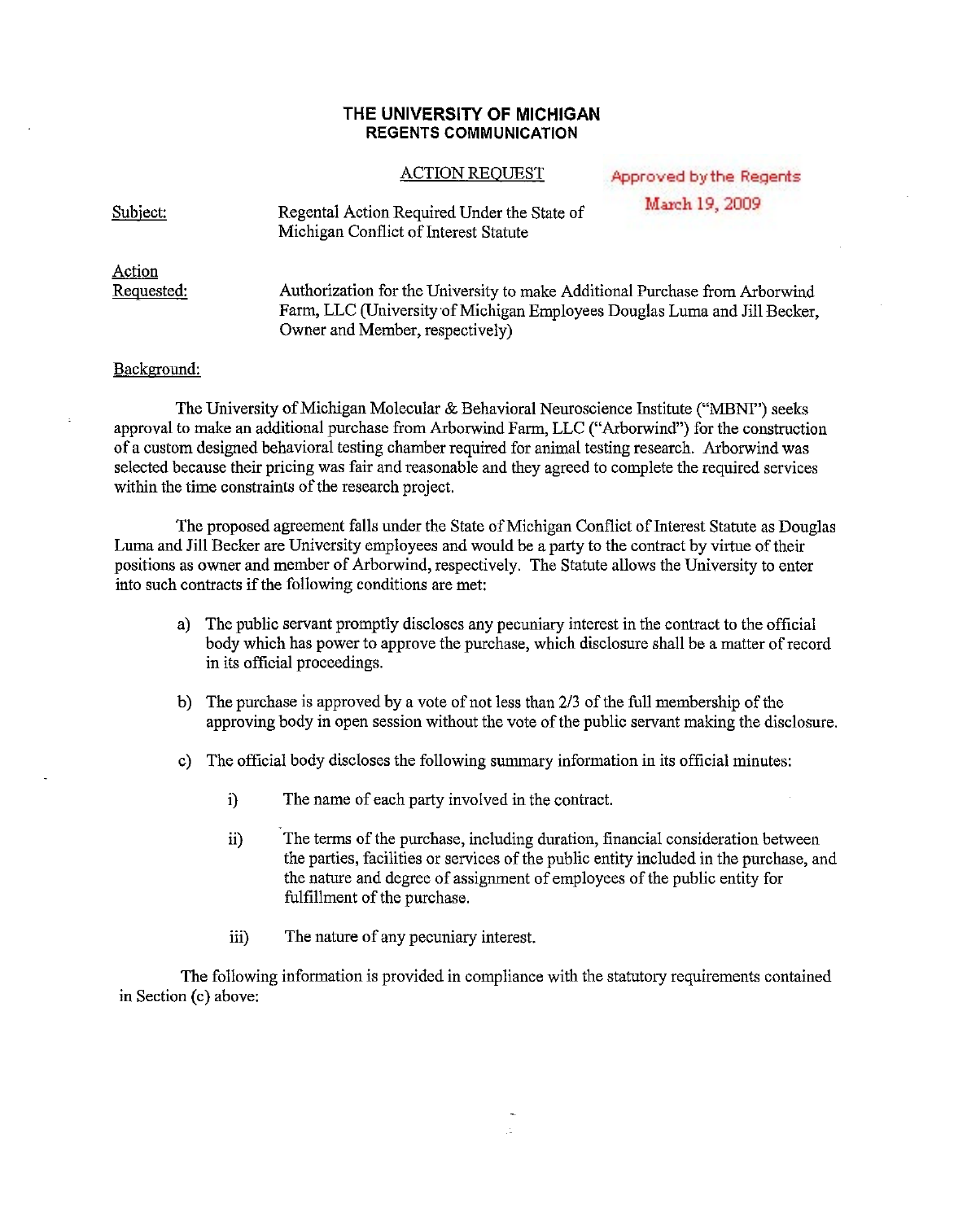**THE UNIVERSITY OF MICHIGAN**
**REGENTS COMMUNICATION**

ACTION REQUEST

Approved by the Regents
March 19, 2009

Subject: Regental Action Required Under the State of Michigan Conflict of Interest Statute

Action Requested: Authorization for the University to make Additional Purchase from Arborwind Farm, LLC (University of Michigan Employees Douglas Luma and Jill Becker, Owner and Member, respectively)

Background:

The University of Michigan Molecular & Behavioral Neuroscience Institute ("MBNI") seeks approval to make an additional purchase from Arborwind Farm, LLC ("Arborwind") for the construction of a custom designed behavioral testing chamber required for animal testing research. Arborwind was selected because their pricing was fair and reasonable and they agreed to complete the required services within the time constraints of the research project.

The proposed agreement falls under the State of Michigan Conflict of Interest Statute as Douglas Luma and Jill Becker are University employees and would be a party to the contract by virtue of their positions as owner and member of Arborwind, respectively. The Statute allows the University to enter into such contracts if the following conditions are met:

a) The public servant promptly discloses any pecuniary interest in the contract to the official body which has power to approve the purchase, which disclosure shall be a matter of record in its official proceedings.

b) The purchase is approved by a vote of not less than 2/3 of the full membership of the approving body in open session without the vote of the public servant making the disclosure.

c) The official body discloses the following summary information in its official minutes:

   i) The name of each party involved in the contract.

   ii) The terms of the purchase, including duration, financial consideration between the parties, facilities or services of the public entity included in the purchase, and the nature and degree of assignment of employees of the public entity for fulfillment of the purchase.

   iii) The nature of any pecuniary interest.

The following information is provided in compliance with the statutory requirements contained in Section (c) above: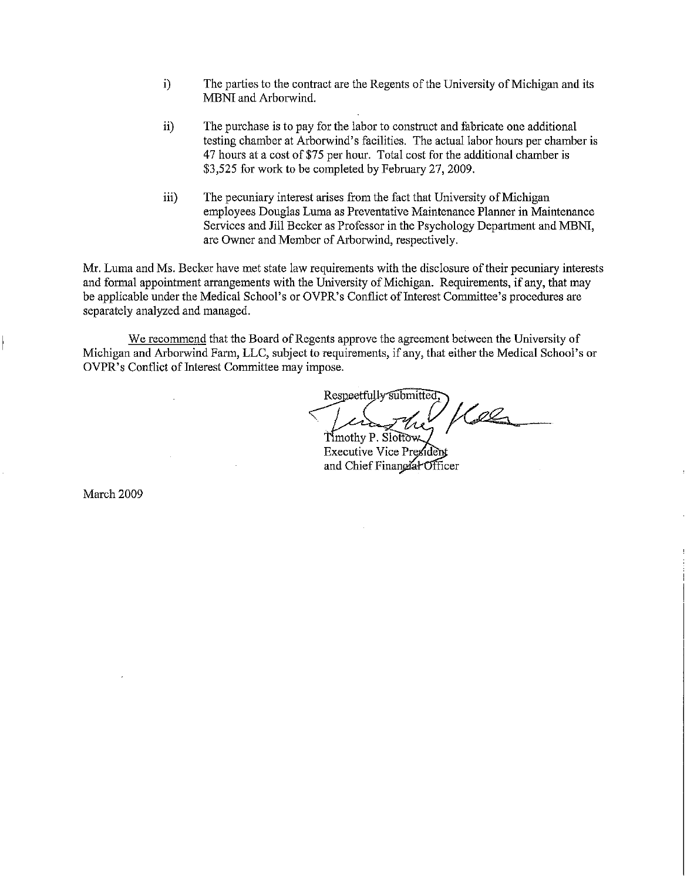i) The parties to the contract are the Regents of the University of Michigan and its MBNI and Arborwind.

ii) The purchase is to pay for the labor to construct and fabricate one additional testing chamber at Arborwind's facilities. The actual labor hours per chamber is 47 hours at a cost of $75 per hour. Total cost for the additional chamber is $3,525 for work to be completed by February 27, 2009.

iii) The pecuniary interest arises from the fact that University of Michigan employees Douglas Luma as Preventative Maintenance Planner in Maintenance Services and Jill Becker as Professor in the Psychology Department and MBNI, are Owner and Member of Arborwind, respectively.

Mr. Luma and Ms. Becker have met state law requirements with the disclosure of their pecuniary interests and formal appointment arrangements with the University of Michigan. Requirements, if any, that may be applicable under the Medical School's or OVPR's Conflict of Interest Committee's procedures are separately analyzed and managed.

We recommend that the Board of Regents approve the agreement between the University of Michigan and Arborwind Farm, LLC, subject to requirements, if any, that either the Medical School's or OVPR's Conflict of Interest Committee may impose.

Respectfully submitted,

Timothy P. Slottow
Executive Vice President
and Chief Financial Officer

March 2009